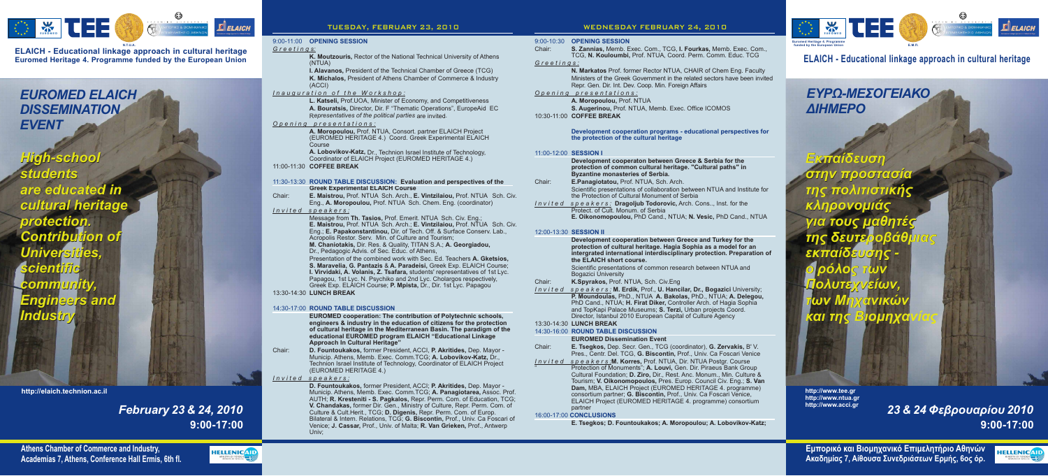**ELAICH - Educational linkage approach in cultural heritage**
**Euromed Heritage 4. Programme funded by the European Union**

# *EUROMED ELAICH DISSEMINATION EVENT*

*High-school students are educated in cultural heritage protection. Contribution of Universities, scientific community, Engineers and Industry*

http://elaich.technion.ac.il

*February 23 & 24, 2010*
**9:00-17:00**

**Athens Chamber of Commerce and Industry, Academias 7, Athens, Conference Hall Ermis, 6th fl.**

## TUESDAY, FEBRUARY 23, 2010

**9:00-11:00 OPENING SESSION**

*Greetings:*

**K. Moutzouris,** Rector of the National Technical University of Athens (NTUA)
**I. Alavanos,** President of the Technical Chamber of Greece (TCG)
**K. Michalos,** President of Athens Chamber of Commerce & Industry (ACCI)

*Inauguration of the Workshop:*

**L. Katseli,** Prof.UOA, Minister of Economy, and Competitiveness
**A. Bouratsis,** Director, Dir. F "Thematic Operations", EuropeAid EC
*Representatives of the political parties* are invited.

*Opening presentations:*

**A. Moropoulou,** Prof. NTUA, Consort. partner ELAICH Project (EUROMED HERITAGE 4.) Coord. Greek Experimental ELAICH Course
**A. Lobovikov-Katz.** Dr., Technion Israel Institute of Technology, Coordinator of ELAICH Project (EUROMED HERITAGE 4.)

**11:00-11:30 COFFEE BREAK**

**11:30-13:30 ROUND TABLE DISCUSSION: Evaluation and perspectives of the Greek Experimental ELAICH Course**

Chair: **E. Maistrou,** Prof. NTUA Sch. Arch., **E. Vintzilaiou,** Prof. NTUA Sch. Civ. Eng., **A. Moropoulou,** Prof. NTUA Sch. Chem. Eng. (coordinator)

*Invited speakers:*

Message from **Th. Tasios,** Prof. Emerit. NTUA Sch. Civ. Eng.; **E. Maistrou,** Prof. NTUA Sch. Arch.; **E. Vintzilaiou,** Prof. NTUA Sch. Civ. Eng.; **E. Papakonstantinou,** Dir. of Tech. Off. & Surface Conserv. Lab., Acropolis Restor. Serv. Min. of Culture and Tourism; **M. Chaniotakis,** Dir. Res. & Quality, TITAN S.A.; **A. Georgiadou,** Dr., Pedagogic Advis. of Sec. Educ. of Athens,
Presentation of the combined work with Sec. Ed. Teachers **A. Gketsios, S. Maravelia, G. Pantazis** & **A. Paradeisi,** Greek Exp. ELAICH Course; **I. Vlrvidaki, A. Volanis, Z. Tsafara,** students' representatives of 1st Lyc. Papagou, 1st Lyc. N. Psychiko and 2nd Lyc. Cholargos respectively, Greek Exp. ELAICH Course; **P. Mpista,** Dr., Dir. 1st Lyc. Papagou

**13:30-14:30 LUNCH BREAK**

**14:30-17:00 ROUND TABLE DISCUSSION**

**EUROMED cooperation: The contribution of Polytechnic schools, engineers & industry in the education of citizens for the protection of cultural heritage in the Mediterranean Basin. The paradigm of the educational EUROMED program ELAICH "Educational Linkage Approach In Cultural Heritage"**

Chair: **D. Fountoukakos,** former President, ACCI, **P. Akritides,** Dep. Mayor - Municip. Athens, Memb. Exec. Comm.TCG; **A. Lobovikov-Katz,** Dr., Technion Israel Institute of Technology, Coordinator of ELAICH Project (EUROMED HERITAGE 4.)

*Invited speakers:*

**D. Fountoukakos,** former President, ACCI; **P. Akritides,** Dep. Mayor - Municip. Athens, Memb. Exec. Comm.TCG; **A. Panagiotarea,** Assoc. Prof. AUTH; **R. Kresteniti - S. Pagkalos,** Repr. Perm. Com. of Education, TCG; **V. Chandakas,** former Dir. Gen., Ministry of Culture, Repr. Perm. Com. of Culture & Cult.Herit., TCG; **D. Digenis,** Repr. Perm. Com. of Europ. Bilateral & Intern. Relations, TCG; **G. Biscontin,** Prof., Univ. Ca Foscari of Venice; **J. Cassar,** Prof., Univ. of Malta; **R. Van Grieken,** Prof., Antwerp Univ;

## WEDNESDAY FEBRUARY 24, 2010

**9:00-10:30 OPENING SESSION**

Chair: **S. Zannias,** Memb. Exec. Com., TCG, **I. Fourkas,** Memb. Exec. Com., TCG, **N. Kouloumbi,** Prof. NTUA, Coord. Perm. Comm. Educ. TCG

*Greetings:*

**N. Markatos** Prof. former Rector NTUA, CHAIR of Chem Eng. Faculty
Ministers of the Greek Government in the related sectors have been invited
Repr. Gen. Dir. Int. Dev. Coop. Min. Foreign Affairs

*Opening presentations:*

**A. Moropoulou,** Prof. NTUA
**S. Augerinou,** Prof. NTUA, Memb. Exec. Office ICOMOS

**10:30-11:00 COFFEE BREAK**

**Development cooperation programs - educational perspectives for the protection of the cultural heritage**

**11:00-12:00 SESSION I**

**Development cooperaton between Greece & Serbia for the protection of common cultural heritage. "Cultural paths" in Byzantine monasteries of Serbia.**

Chair: **E.Panagiotatou,** Prof. NTUA, Sch. Arch.
Scientific presentations of collaboration between NTUA and Institute for the Protection of Cultural Monument of Serbia

*Invited speakers:* **Dragoljub Todorovic,** Arch. Cons., Inst. for the Protect. of Cult. Monum. of Serbia
**E. Oikonomopoulou,** PhD Cand., NTUA; **N. Vesic,** PhD Cand., NTUA

**12:00-13:30 SESSION II**

**Development cooperation between Greece and Turkey for the protection of cultural heritage. Hagia Sophia as a model for an intergrated international interdisciplinary protection. Preparation of the ELAICH short course.**

Scientific presentations of common research between NTUA and Bogazici University

Chair: **K.Spyrakos,** Prof. NTUA, Sch. Civ.Eng

*Invited speakers:* **M. Erdik,** Prof., **U. Hancilar, Dr., Bogazici** University; **P. Moundoulas,** PhD., NTUA **A. Bakolas,** PhD., NTUA; **A. Delegou,** PhD Cand., NTUA; **H. Firat Diker,** Controller Arch. of Hagia Sophia and TopKapi Palace Museums; **S. Terzi,** Urban projects Coord. Director, Istanbul 2010 European Capital of Culture Agency

**13:30-14:30 LUNCH BREAK**

**14:30-16:00 ROUND TABLE DISCUSSION**

**EUROMED Dissemination Event**

Chair: **E. Tsegkos,** Dep. Secr. Gen., TCG (coordinator), **G. Zervakis,** B' V. Pres., Centr. Del. TCG, **G. Biscontin,** Prof., Univ. Ca Foscari Venice

*Invited speakers:* **M. Korres,** Prof. NTUA, Dir. NTUA Postgr. Course "Protection of Monuments"; **A. Louvi,** Gen. Dir. Piraeus Bank Group Cultural Foundation; **D. Ziro,** Dir., Rest. Anc. Monum., Min. Culture & Tourism; **V. Oikonomopoulos,** Pres. Europ. Council Civ. Eng.; **S. Van Dam,** MBA, ELAICH Project (EUROMED HERITAGE 4. programme) consortium partner; **G. Biscontin,** Prof., Univ. Ca Foscari Venice, ELAICH Project (EUROMED HERITAGE 4. programme) consortium partner

**16:00-17:00 CONCLUSIONS**

**E. Tsegkos; D. Fountoukakos; A. Moropoulou; A. Lobovikov-Katz;**

**Euromed Heritage 4. Programme funded by the European Union**

**ELAICH - Educational linkage approach in cultural heritage**

# *ΕΥΡΩ-ΜΕΣΟΓΕΙΑΚΟ ΔΙΗΜΕΡΟ*

*Εκπαίδευση στην προστασία της πολιτιστικής κληρονομιάς για τους μαθητές της δευτεροβάθμιας εκπαίδευσης - ο ρόλος των Πολυτεχνείων, των Μηχανικών και της Βιομηχανίας*

http://www.tee.gr
http://www.ntua.gr
http://www.acci.gr

*23 & 24 Φεβρουαρίου 2010*
**9:00-17:00**

**Εμπορικό και Βιομηχανικό Επιμελητήριο Αθηνών**
**Ακαδημίας 7, Αίθουσα Συνεδριάσεων Ερμής, 6ος όρ.**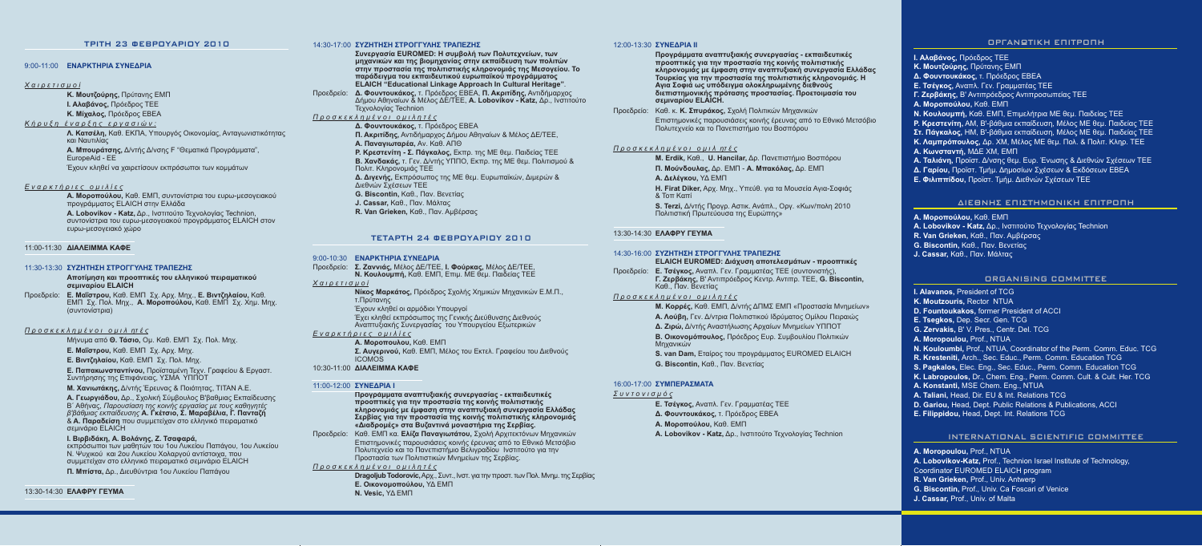## ΤΡΙΤΗ 23 ΦΕΒΡΟΥΑΡΙΟΥ 2010

### 9:00-11:00 ΕΝΑΡΚΤΗΡΙΑ ΣΥΝΕΔΡΙΑ

*Χαιρετισμοί*

**Κ. Μουτζούρης,** Πρύτανης ΕΜΠ
**Ι. Αλαβάνος,** Πρόεδρος ΤΕΕ
**Κ. Μίχαλος,** Πρόεδρος ΕΒΕΑ

*Κήρυξη έναρξης εργασιών:*

**Α. Κατσέλη,** Καθ. ΕΚΠΑ, Υπουργός Οικονομίας, Ανταγωνιστικότητας και Ναυτιλίας
**Α. Μπουράτσης,** Δ/ντής Δ/νσης F "Θεματικά Προγράμματα", EuropeAid - ΕΕ
Έχουν κληθεί να χαιρετίσουν εκπρόσωποι των κομμάτων

*Εναρκτήριες ομιλίες*

**Α. Μοροπούλου,** Καθ. ΕΜΠ, συντονίστρια του ευρω-μεσογειακού προγράμματος ELAICH στην Ελλάδα
**A. Lobovikov - Katz,** Δρ., Ινστιτούτο Τεχνολογίας Technion, συντονίστρια του ευρω-μεσογειακού προγράμματος ELAICH στον ευρω-μεσογειακό χώρο

### 11:00-11:30 ΔΙΑΛΕΙΜΜΑ ΚΑΦΕ

### 11:30-13:30 ΣΥΖΗΤΗΣΗ ΣΤΡΟΓΓΥΛΗΣ ΤΡΑΠΕΖΗΣ

**Αποτίμηση και προοπτικές του ελληνικού πειραματικού σεμιναρίου ELAICH**

Προεδρείο: **Ε. Μαΐστρου,** Καθ. ΕΜΠ Σχ. Αρχ. Μηχ., **Ε. Βιντζηλαίου,** Καθ. ΕΜΠ Σχ. Πολ. Μηχ., **Α. Μοροπούλου,** Καθ. ΕΜΠ Σχ. Χημ. Μηχ. (συντονίστρια)

*Προσκεκλημένοι ομιλητές*

Μήνυμα από **Θ. Τάσιο,** Ομ. Καθ. ΕΜΠ Σχ. Πολ. Μηχ.
**Ε. Μαΐστρου,** Καθ. ΕΜΠ Σχ. Αρχ. Μηχ.
**Ε. Βιντζηλαίου,** Καθ. ΕΜΠ Σχ. Πολ. Μηχ.
**Ε. Παπακωνσταντίνου,** Προϊσταμένη Τεχν. Γραφείου & Εργαστ. Συντήρησης της Επιφάνειας, ΥΣΜΑ ΥΠΠΟΤ
**Μ. Χανιωτάκης,** Δ/ντής Έρευνας & Ποιότητας, ΤΙΤΑΝ Α.Ε.
**Α. Γεωργιάδου,** Δρ., Σχολική Σύμβουλος Β'βάθμιας Εκπαίδευσης Β' Αθήνας, *Παρουσίαση της κοινής εργασίας με τους καθηγητές β'βάθμιας εκπαίδευσης* **Α. Γκέτσιο, Σ. Μαραβέλια, Γ. Πανταζή** & **Α. Παραδείση** που συμμετείχαν στο ελληνικό πειραματικό σεμινάριο ELAICH
**Ι. Βιρβιδάκη, Α. Βολάνης, Ζ. Τσαφαρά,** εκπρόσωποι των μαθητών του 1ου Λυκείου Παπάγου, 1ου Λυκείου Ν. Ψυχικού και 2ου Λυκείου Χολαργού αντίστοιχα, που συμμετείχαν στο ελληνικό πειραματικό σεμινάριο ELAICH
**Π. Μπίστα,** Δρ., Διευθύντρια 1ου Λυκείου Παπάγου

### 13:30-14:30 ΕΛΑΦΡΥ ΓΕΥΜΑ

### 14:30-17:00 ΣΥΖΗΤΗΣΗ ΣΤΡΟΓΓΥΛΗΣ ΤΡΑΠΕΖΗΣ

**Συνεργασία EUROMED: Η συμβολή των Πολυτεχνείων, των μηχανικών και της βιομηχανίας στην εκπαίδευση των πολιτών στην προστασία της πολιτιστικής κληρονομιάς της Μεσογείου. Το παράδειγμα του εκπαιδευτικού ευρωπαϊκού προγράμματος ELAICH "Educational Linkage Approach In Cultural Heritage".**

Προεδρείο: **Δ. Φουντουκάκος,** τ. Πρόεδρος ΕΒΕΑ, **Π. Ακριτίδης,** Αντιδήμαρχος Δήμου Αθηναίων & Μέλος ΔΕ/ΤΕΕ, **A. Lobovikov - Katz,** Δρ., Ινστιτούτο Τεχνολογίας Technion

*Προσκεκλημένοι ομιλητές*

**Δ. Φουντουκάκος,** τ. Πρόεδρος ΕΒΕΑ
**Π. Ακριτίδης,** Αντιδήμαρχος Δήμου Αθηναίων & Μέλος ΔΕ/ΤΕΕ,
**Α. Παναγιωταρέα,** Αν. Καθ. ΑΠΘ
**Ρ. Κρεστενίτη - Σ. Πάγκαλος,** Εκπρ. της ΜΕ θεμ. Παιδείας ΤΕΕ
**Β. Χαλδακάς,** τ. Γεν. Δ/ντής ΥΠΠΟ, Εκπρ. της ΜΕ θεμ. Πολιτισμού & Πολιτ. Κληρονομιάς ΤΕΕ
**Δ. Διγενής,** Εκπρόσωπος της ΜΕ θεμ. Ευρωπαϊκών, Διμερών & Διεθνών Σχέσεων ΤΕΕ
**G. Biscontin,** Καθ., Παν. Βενετίας
**J. Cassar,** Καθ., Παν. Μάλτας
**R. Van Grieken,** Καθ., Παν. Αμβέρσας

## ΤΕΤΑΡΤΗ 24 ΦΕΒΡΟΥΑΡΙΟΥ 2010

### 9:00-10:30 ΕΝΑΡΚΤΗΡΙΑ ΣΥΝΕΔΡΙΑ

Προεδρείο: **Σ. Ζαννιάς,** Μέλος ΔΕ/ΤΕΕ, **Ι. Φούρκας,** Μέλος ΔΕ/ΤΕΕ, **Ν. Κουλουμπή,** Καθ. ΕΜΠ, Επιμ. ΜΕ θεμ. Παιδείας ΤΕΕ

*Χαιρετισμοί*

**Νίκος Μαρκάτος,** Πρόεδρος Σχολής Χημικών Μηχανικών Ε.Μ.Π., τ.Πρύτανης
Έχουν κληθεί οι αρμόδιοι Υπουργοί
Έχει κληθεί εκπρόσωπος της Γενικής Διεύθυνσης Διεθνούς Αναπτυξιακής Συνεργασίας του Υπουργείου Εξωτερικών

*Εναρκτήριες ομιλίες*

**Α. Μοροπούλου,** Καθ. ΕΜΠ
**Σ. Αυγερινού,** Καθ. ΕΜΠ, Μέλος του Εκτελ. Γραφείου του Διεθνούς ICOMOS

### 10:30-11:00 ΔΙΑΛΕΙΜΜΑ ΚΑΦΕ

### 11:00-12:00 ΣΥΝΕΔΡΙΑ Ι

**Προγράμματα αναπτυξιακής συνεργασίας - εκπαιδευτικές προοπτικές για την προστασία της κοινής πολιτιστικής κληρονομιάς με έμφαση στην αναπτυξιακή συνεργασία Ελλάδας Σερβίας για την προστασία της κοινής πολιτιστικής κληρονομιάς «Διαδρομές» στα Βυζαντινά μοναστήρια της Σερβίας.**

Προεδρείο: Καθ. ΕΜΠ κα. **Ελίζα Παναγιωτάτου,** Σχολή Αρχιτεκτόνων Μηχανικών
Επιστημονικές παρουσιάσεις κοινής έρευνας από το Εθνικό Μετσόβιο Πολυτεχνείο και το Πανεπιστήμιο Βελιγραδίου Ινστιτούτο για την Προστασία των Πολιτιστικών Μνημείων της Σερβίας.

*Προσκεκλημένοι ομιλητές*

**Dragoljub Todorovic,** Αρχ., Συντ., Ινστ. για την προστ. των Πολ. Μνημ. της Σερβίας
**Ε. Οικονομοπούλου,** ΥΔ ΕΜΠ
**N. Vesic,** ΥΔ ΕΜΠ

### 12:00-13:30 ΣΥΝΕΔΡΙΑ ΙΙ

**Προγράμματα αναπτυξιακής συνεργασίας - εκπαιδευτικές προοπτικές για την προστασία της κοινής πολιτιστικής κληρονομιάς με έμφαση στην αναπτυξιακή συνεργασία Ελλάδας Τουρκίας για την προστασία της πολιτιστικής κληρονομιάς. Η Αγια Σοφιά ως υπόδειγμα ολοκληρωμένης διεθνούς διεπιστημονικής πρότασης προστασίας. Προετοιμασία του σεμιναρίου ELAICH.**

Προεδρείο: Καθ. κ. **Κ. Σπυράκος,** Σχολή Πολιτικών Μηχανικών
Επιστημονικές παρουσιάσεις κοινής έρευνας από το Εθνικό Μετσόβιο Πολυτεχνείο και το Πανεπιστήμιο του Βοσπόρου

*Προσκεκλημένοι ομιλητές*

**M. Erdik,** Καθ., **U. Hancilar,** Δρ. Πανεπιστήμιο Βοσπόρου
**Π. Μούνδουλας,** Δρ. ΕΜΠ - **Α. Μπακόλας,** Δρ. ΕΜΠ
**Α. Δελέγκου,** ΥΔ ΕΜΠ
**H. Firat Diker,** Αρχ. Μηχ., Υπεύθ. για τα Μουσεία Αγια-Σοφιάς & Τοπ Καπί
**S. Terzi,** Δ/ντής Προγρ. Αστικ. Ανάπλ., Οργ. «Κων/πολη 2010 Πολιτιστική Πρωτεύουσα της Ευρώπης»

### 13:30-14:30 ΕΛΑΦΡΥ ΓΕΥΜΑ

### 14:30-16:00 ΣΥΖΗΤΗΣΗ ΣΤΡΟΓΓΥΛΗΣ ΤΡΑΠΕΖΗΣ

**ELAICH EUROMED: Διάχυση αποτελεσμάτων - προοπτικές**

Προεδρείο: **Ε. Τσέγκος,** Αναπλ. Γεν. Γραμματέας ΤΕΕ (συντονιστής), **Γ. Ζερβάκης,** Β' Αντιπρόεδρος Κεντρ. Αντιπρ. ΤΕΕ, **G. Biscontin,** Καθ., Παν. Βενετίας

*Προσκεκλημένοι ομιλητές*

**Μ. Κορρές,** Καθ. ΕΜΠ, Δ/ντής ΔΠΜΣ ΕΜΠ «Προστασία Μνημείων»
**Α. Λούβη,** Γεν. Δ/ντρια Πολιτιστικού Ιδρύματος Ομίλου Πειραιώς
**Δ. Ζιρώ,** Δ/ντής Αναστήλωσης Αρχαίων Μνημείων ΥΠΠΟΤ
**Β. Οικονομόπουλος,** Πρόεδρος Ευρ. Συμβουλίου Πολιτικών Μηχανικών
**S. van Dam,** Εταίρος του προγράμματος EUROMED ELAICH
**G. Biscontin,** Καθ., Παν. Βενετίας

### 16:00-17:00 ΣΥΜΠΕΡΑΣΜΑΤΑ

*Συντονισμός*

**Ε. Τσέγκος,** Αναπλ. Γεν. Γραμματέας ΤΕΕ
**Δ. Φουντουκάκος,** τ. Πρόεδρος ΕΒΕΑ
**Α. Μοροπούλου,** Καθ. ΕΜΠ
**A. Lobovikov - Katz,** Δρ., Ινστιτούτο Τεχνολογίας Technion

## ΟΡΓΑΝΩΤΙΚΗ ΕΠΙΤΡΟΠΗ

**Ι. Αλαβάνος,** Πρόεδρος ΤΕΕ
**Κ. Μουτζούρης,** Πρύτανης ΕΜΠ
**Δ. Φουντουκάκος,** τ. Πρόεδρος ΕΒΕΑ
**Ε. Τσέγκος,** Αναπλ. Γεν. Γραμματέας ΤΕΕ
**Γ. Ζερβάκης,** Β' Αντιπρόεδρος Αντιπροσωπείας ΤΕΕ
**Α. Μοροπούλου,** Καθ. ΕΜΠ
**Ν. Κουλουμπή,** Καθ. ΕΜΠ, Επιμελήτρια ΜΕ θεμ. Παιδείας ΤΕΕ
**Ρ. Κρεστενίτη,** ΑΜ, Β'-βάθμια εκπαίδευση, Μέλος ΜΕ θεμ. Παιδείας ΤΕΕ
**Σ. Πάγκαλος,** ΗΜ, Β'-βάθμια εκπαίδευση, Μέλος ΜΕ θεμ. Παιδείας ΤΕΕ
**Κ. Λαμπρόπουλος,** Δρ. ΧΜ, Μέλος ΜΕ θεμ. Πολ. & Πολιτ. Κληρ. ΤΕΕ
**Α. Κωνσταντή,** ΜΔΕ ΧΜ, ΕΜΠ
**Α. Ταλιάνη,** Προϊστ. Δ/νσης θεμ. Ευρ. Ένωσης & Διεθνών Σχέσεων ΤΕΕ
**Δ. Γαρίου,** Προϊστ. Τμήμ. Δημοσίων Σχέσεων & Εκδόσεων ΕΒΕΑ
**Ε. Φιλιππίδου,** Προϊστ. Τμήμ. Διεθνών Σχέσεων ΤΕΕ

## ΔΙΕΘΝΗΣ ΕΠΙΣΤΗΜΟΝΙΚΗ ΕΠΙΤΡΟΠΗ

**Α. Μοροπούλου,** Καθ. ΕΜΠ
**A. Lobovikov - Katz,** Δρ., Ινστιτούτο Τεχνολογίας Technion
**R. Van Grieken,** Καθ., Παν. Αμβέρσας
**G. Biscontin,** Καθ., Παν. Βενετίας
**J. Cassar,** Καθ., Παν. Μάλτας

## ORGANISING COMMITTEE

**I. Alavanos,** President of TCG
**K. Moutzouris,** Rector NTUA
**D. Fountoukakos,** former President of ACCI
**E. Tsegkos,** Dep. Secr. Gen. TCG
**G. Zervakis,** B' V. Pres., Centr. Del. TCG
**A. Moropoulou,** Prof., NTUA
**N. Kouloumbi,** Prof., NTUA, Coordinator of the Perm. Comm. Educ. TCG
**R. Kresteniti,** Arch., Sec. Educ., Perm. Comm. Education TCG
**S. Pagkalos,** Elec. Eng., Sec. Educ., Perm. Comm. Education TCG
**K. Labropoulos,** Dr., Chem. Eng., Perm. Comm. Cult. & Cult. Her. TCG
**A. Konstanti,** MSE Chem. Eng., NTUA
**A. Taliani,** Head, Dir. EU & Int. Relations TCG
**D. Gariou,** Head, Dept. Public Relations & Publications, ACCI
**E. Filippidou,** Head, Dept. Int. Relations TCG

## INTERNATIONAL SCIENTIFIC COMMITTEE

**A. Moropoulou,** Prof., NTUA
**A. Lobovikov-Katz,** Prof., Technion Israel Institute of Technology, Coordinator EUROMED ELAICH program
**R. Van Grieken,** Prof., Univ. Antwerp
**G. Biscontin,** Prof., Univ. Ca Foscari of Venice
**J. Cassar,** Prof., Univ. of Malta